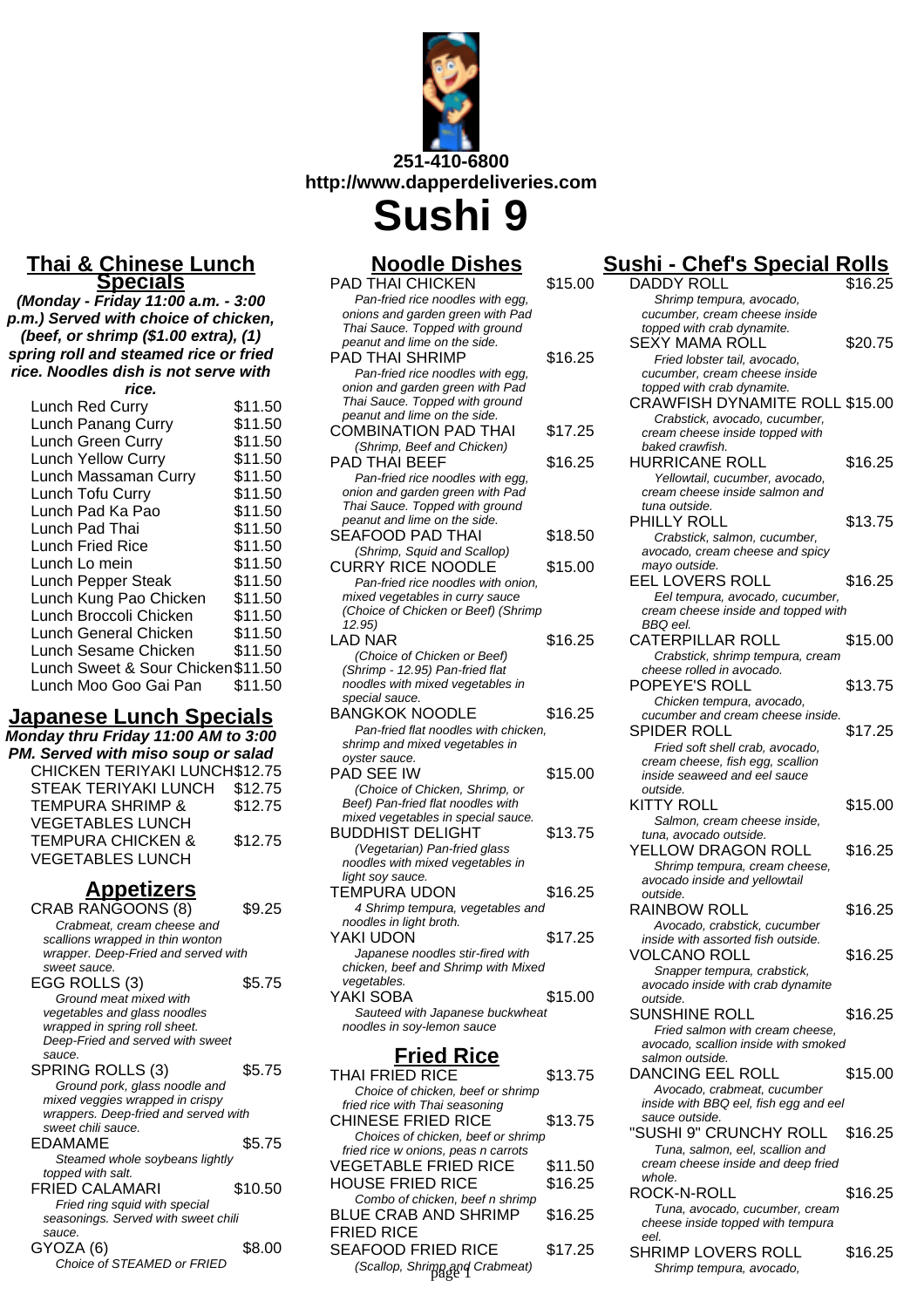**251-410-6800**
**http://www.dapperdeliveries.com**

# Sushi 9

## Thai & Chinese Lunch Specials

**(Monday - Friday 11:00 a.m. - 3:00 p.m.) Served with choice of chicken, (beef, or shrimp ($1.00 extra), (1) spring roll and steamed rice or fried rice. Noodles dish is not serve with rice.**

| Item | Price |
|---|---|
| Lunch Red Curry | $11.50 |
| Lunch Panang Curry | $11.50 |
| Lunch Green Curry | $11.50 |
| Lunch Yellow Curry | $11.50 |
| Lunch Massaman Curry | $11.50 |
| Lunch Tofu Curry | $11.50 |
| Lunch Pad Ka Pao | $11.50 |
| Lunch Pad Thai | $11.50 |
| Lunch Fried Rice | $11.50 |
| Lunch Lo mein | $11.50 |
| Lunch Pepper Steak | $11.50 |
| Lunch Kung Pao Chicken | $11.50 |
| Lunch Broccoli Chicken | $11.50 |
| Lunch General Chicken | $11.50 |
| Lunch Sesame Chicken | $11.50 |
| Lunch Sweet & Sour Chicken | $11.50 |
| Lunch Moo Goo Gai Pan | $11.50 |

## Japanese Lunch Specials

**Monday thru Friday 11:00 AM to 3:00 PM. Served with miso soup or salad**

| Item | Price |
|---|---|
| CHICKEN TERIYAKI LUNCH | $12.75 |
| STEAK TERIYAKI LUNCH | $12.75 |
| TEMPURA SHRIMP & VEGETABLES LUNCH | $12.75 |
| TEMPURA CHICKEN & VEGETABLES LUNCH | $12.75 |

## Appetizers

**CRAB RANGOONS (8)** — $9.25
*Crabmeat, cream cheese and scallions wrapped in thin wonton wrapper. Deep-Fried and served with sweet sauce.*

**EGG ROLLS (3)** — $5.75
*Ground meat mixed with vegetables and glass noodles wrapped in spring roll sheet. Deep-Fried and served with sweet sauce.*

**SPRING ROLLS (3)** — $5.75
*Ground pork, glass noodle and mixed veggies wrapped in crispy wrappers. Deep-fried and served with sweet chili sauce.*

**EDAMAME** — $5.75
*Steamed whole soybeans lightly topped with salt.*

**FRIED CALAMARI** — $10.50
*Fried ring squid with special seasonings. Served with sweet chili sauce.*

**GYOZA (6)** — $8.00
*Choice of STEAMED or FRIED*

## Noodle Dishes

**PAD THAI CHICKEN** — $15.00
*Pan-fried rice noodles with egg, onions and garden green with Pad Thai Sauce. Topped with ground peanut and lime on the side.*

**PAD THAI SHRIMP** — $16.25
*Pan-fried rice noodles with egg, onion and garden green with Pad Thai Sauce. Topped with ground peanut and lime on the side.*

**COMBINATION PAD THAI** — $17.25
*(Shrimp, Beef and Chicken)*

**PAD THAI BEEF** — $16.25
*Pan-fried rice noodles with egg, onion and garden green with Pad Thai Sauce. Topped with ground peanut and lime on the side.*

**SEAFOOD PAD THAI** — $18.50
*(Shrimp, Squid and Scallop)*

**CURRY RICE NOODLE** — $15.00
*Pan-fried rice noodles with onion, mixed vegetables in curry sauce (Choice of Chicken or Beef) (Shrimp 12.95)*

**LAD NAR** — $16.25
*(Choice of Chicken or Beef) (Shrimp - 12.95) Pan-fried flat noodles with mixed vegetables in special sauce.*

**BANGKOK NOODLE** — $16.25
*Pan-fried flat noodles with chicken, shrimp and mixed vegetables in oyster sauce.*

**PAD SEE IW** — $15.00
*(Choice of Chicken, Shrimp, or Beef) Pan-fried flat noodles with mixed vegetables in special sauce.*

**BUDDHIST DELIGHT** — $13.75
*(Vegetarian) Pan-fried glass noodles with mixed vegetables in light soy sauce.*

**TEMPURA UDON** — $16.25
*4 Shrimp tempura, vegetables and noodles in light broth.*

**YAKI UDON** — $17.25
*Japanese noodles stir-fired with chicken, beef and Shrimp with Mixed vegetables.*

**YAKI SOBA** — $15.00
*Sauteed with Japanese buckwheat noodles in soy-lemon sauce*

## Fried Rice

**THAI FRIED RICE** — $13.75
*Choice of chicken, beef or shrimp fried rice with Thai seasoning*

**CHINESE FRIED RICE** — $13.75
*Choices of chicken, beef or shrimp fried rice w onions, peas n carrots*

**VEGETABLE FRIED RICE** — $11.50

**HOUSE FRIED RICE** — $16.25
*Combo of chicken, beef n shrimp*

**BLUE CRAB AND SHRIMP FRIED RICE** — $16.25

**SEAFOOD FRIED RICE** — $17.25
*(Scallop, Shrimp and Crabmeat)*

## Sushi - Chef's Special Rolls

**DADDY ROLL** — $16.25
*Shrimp tempura, avocado, cucumber, cream cheese inside topped with crab dynamite.*

**SEXY MAMA ROLL** — $20.75
*Fried lobster tail, avocado, cucumber, cream cheese inside topped with crab dynamite.*

**CRAWFISH DYNAMITE ROLL** — $15.00
*Crabstick, avocado, cucumber, cream cheese inside topped with baked crawfish.*

**HURRICANE ROLL** — $16.25
*Yellowtail, cucumber, avocado, cream cheese inside salmon and tuna outside.*

**PHILLY ROLL** — $13.75
*Crabstick, salmon, cucumber, avocado, cream cheese and spicy mayo outside.*

**EEL LOVERS ROLL** — $16.25
*Eel tempura, avocado, cucumber, cream cheese inside and topped with BBQ eel.*

**CATERPILLAR ROLL** — $15.00
*Crabstick, shrimp tempura, cream cheese rolled in avocado.*

**POPEYE'S ROLL** — $13.75
*Chicken tempura, avocado, cucumber and cream cheese inside.*

**SPIDER ROLL** — $17.25
*Fried soft shell crab, avocado, cream cheese, fish egg, scallion inside seaweed and eel sauce outside.*

**KITTY ROLL** — $15.00
*Salmon, cream cheese inside, tuna, avocado outside.*

**YELLOW DRAGON ROLL** — $16.25
*Shrimp tempura, cream cheese, avocado inside and yellowtail outside.*

**RAINBOW ROLL** — $16.25
*Avocado, crabstick, cucumber inside with assorted fish outside.*

**VOLCANO ROLL** — $16.25
*Snapper tempura, crabstick, avocado inside with crab dynamite outside.*

**SUNSHINE ROLL** — $16.25
*Fried salmon with cream cheese, avocado, scallion inside with smoked salmon outside.*

**DANCING EEL ROLL** — $15.00
*Avocado, crabmeat, cucumber inside with BBQ eel, fish egg and eel sauce outside.*

**"SUSHI 9" CRUNCHY ROLL** — $16.25
*Tuna, salmon, eel, scallion and cream cheese inside and deep fried whole.*

**ROCK-N-ROLL** — $16.25
*Tuna, avocado, cucumber, cream cheese inside topped with tempura eel.*

**SHRIMP LOVERS ROLL** — $16.25
*Shrimp tempura, avocado,*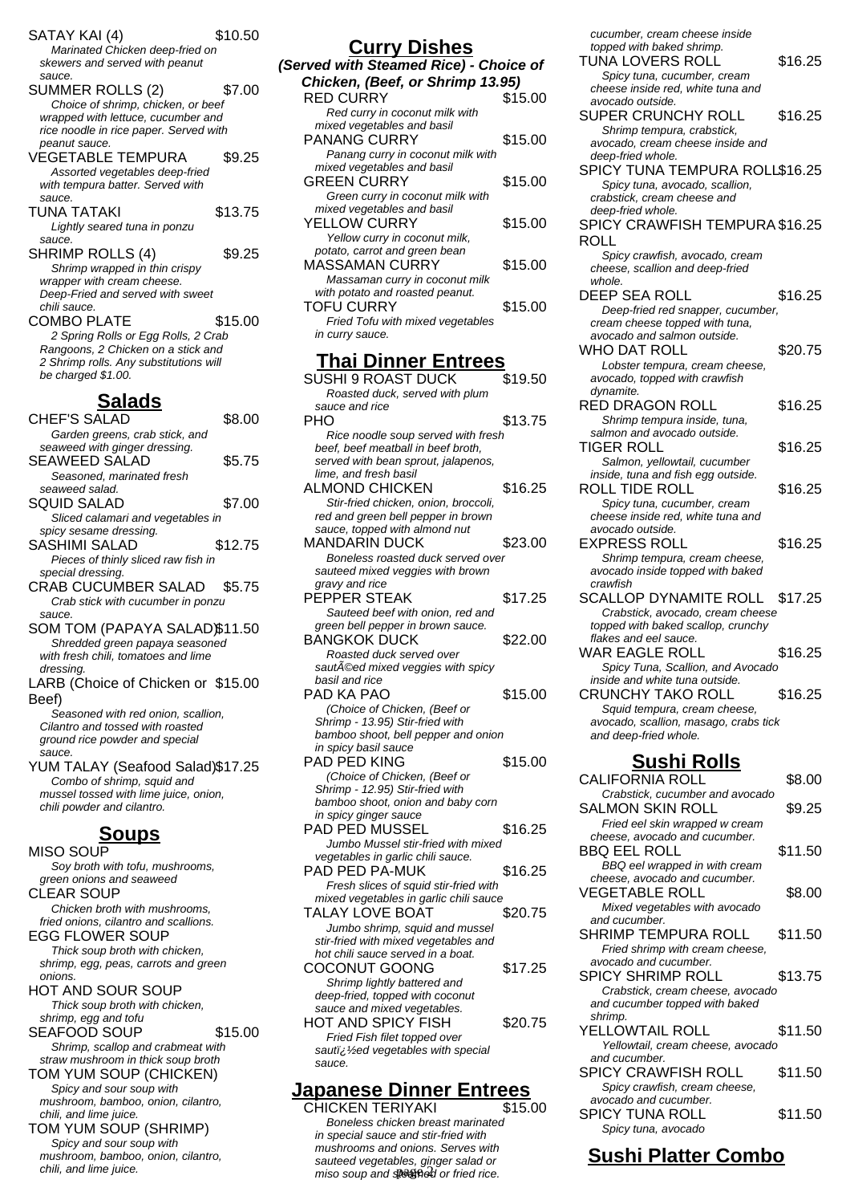SATAY KAI (4) $10.50
*Marinated Chicken deep-fried on skewers and served with peanut sauce.*

SUMMER ROLLS (2) $7.00
*Choice of shrimp, chicken, or beef wrapped with lettuce, cucumber and rice noodle in rice paper. Served with peanut sauce.*

VEGETABLE TEMPURA $9.25
*Assorted vegetables deep-fried with tempura batter. Served with sauce.*

TUNA TATAKI $13.75
*Lightly seared tuna in ponzu sauce.*

SHRIMP ROLLS (4) $9.25
*Shrimp wrapped in thin crispy wrapper with cream cheese. Deep-Fried and served with sweet chili sauce.*

COMBO PLATE $15.00
*2 Spring Rolls or Egg Rolls, 2 Crab Rangoons, 2 Chicken on a stick and 2 Shrimp rolls. Any substitutions will be charged $1.00.*

## Salads

CHEF'S SALAD $8.00
*Garden greens, crab stick, and seaweed with ginger dressing.*

SEAWEED SALAD $5.75
*Seasoned, marinated fresh seaweed salad.*

SQUID SALAD $7.00
*Sliced calamari and vegetables in spicy sesame dressing.*

SASHIMI SALAD $12.75
*Pieces of thinly sliced raw fish in special dressing.*

CRAB CUCUMBER SALAD $5.75
*Crab stick with cucumber in ponzu sauce.*

SOM TOM (PAPAYA SALAD) $11.50
*Shredded green papaya seasoned with fresh chili, tomatoes and lime dressing.*

LARB (Choice of Chicken or Beef) $15.00
*Seasoned with red onion, scallion, Cilantro and tossed with roasted ground rice powder and special sauce.*

YUM TALAY (Seafood Salad) $17.25
*Combo of shrimp, squid and mussel tossed with lime juice, onion, chili powder and cilantro.*

## Soups

MISO SOUP
*Soy broth with tofu, mushrooms, green onions and seaweed*

CLEAR SOUP
*Chicken broth with mushrooms, fried onions, cilantro and scallions.*

EGG FLOWER SOUP
*Thick soup broth with chicken, shrimp, egg, peas, carrots and green onions.*

HOT AND SOUR SOUP
*Thick soup broth with chicken, shrimp, egg and tofu*

SEAFOOD SOUP $15.00
*Shrimp, scallop and crabmeat with straw mushroom in thick soup broth*

TOM YUM SOUP (CHICKEN)
*Spicy and sour soup with mushroom, bamboo, onion, cilantro, chili, and lime juice.*

TOM YUM SOUP (SHRIMP)
*Spicy and sour soup with mushroom, bamboo, onion, cilantro, chili, and lime juice.*

## Curry Dishes

***(Served with Steamed Rice) - Choice of Chicken, (Beef, or Shrimp 13.95)***

RED CURRY $15.00
*Red curry in coconut milk with mixed vegetables and basil*

PANANG CURRY $15.00
*Panang curry in coconut milk with mixed vegetables and basil*

GREEN CURRY $15.00
*Green curry in coconut milk with mixed vegetables and basil*

YELLOW CURRY $15.00
*Yellow curry in coconut milk, potato, carrot and green bean*

MASSAMAN CURRY $15.00
*Massaman curry in coconut milk with potato and roasted peanut.*

TOFU CURRY $15.00
*Fried Tofu with mixed vegetables in curry sauce.*

## Thai Dinner Entrees

SUSHI 9 ROAST DUCK $19.50
*Roasted duck, served with plum sauce and rice*

PHO $13.75
*Rice noodle soup served with fresh beef, beef meatball in beef broth, served with bean sprout, jalapenos, lime, and fresh basil*

ALMOND CHICKEN $16.25
*Stir-fried chicken, onion, broccoli, red and green bell pepper in brown sauce, topped with almond nut*

MANDARIN DUCK $23.00
*Boneless roasted duck served over sauteed mixed veggies with brown gravy and rice*

PEPPER STEAK $17.25
*Sauteed beef with onion, red and green bell pepper in brown sauce.*

BANGKOK DUCK $22.00
*Roasted duck served over sautÃ©ed mixed veggies with spicy basil and rice*

PAD KA PAO $15.00
*(Choice of Chicken, (Beef or Shrimp - 13.95) Stir-fried with bamboo shoot, bell pepper and onion in spicy basil sauce*

PAD PED KING $15.00
*(Choice of Chicken, (Beef or Shrimp - 12.95) Stir-fried with bamboo shoot, onion and baby corn in spicy ginger sauce*

PAD PED MUSSEL $16.25
*Jumbo Mussel stir-fried with mixed vegetables in garlic chili sauce.*

PAD PED PA-MUK $16.25
*Fresh slices of squid stir-fried with mixed vegetables in garlic chili sauce*

TALAY LOVE BOAT $20.75
*Jumbo shrimp, squid and mussel stir-fried with mixed vegetables and hot chili sauce served in a boat.*

COCONUT GOONG $17.25
*Shrimp lightly battered and deep-fried, topped with coconut sauce and mixed vegetables.*

HOT AND SPICY FISH $20.75
*Fried Fish filet topped over sautï¿½ed vegetables with special sauce.*

## Japanese Dinner Entrees

CHICKEN TERIYAKI $15.00
*Boneless chicken breast marinated in special sauce and stir-fried with mushrooms and onions. Serves with sauteed vegetables, ginger salad or miso soup and steamed or fried rice.*

*cucumber, cream cheese inside topped with baked shrimp.*

TUNA LOVERS ROLL $16.25
*Spicy tuna, cucumber, cream cheese inside red, white tuna and avocado outside.*

SUPER CRUNCHY ROLL $16.25
*Shrimp tempura, crabstick, avocado, cream cheese inside and deep-fried whole.*

SPICY TUNA TEMPURA ROLL $16.25
*Spicy tuna, avocado, scallion, crabstick, cream cheese and deep-fried whole.*

SPICY CRAWFISH TEMPURA ROLL $16.25
*Spicy crawfish, avocado, cream cheese, scallion and deep-fried whole.*

DEEP SEA ROLL $16.25
*Deep-fried red snapper, cucumber, cream cheese topped with tuna, avocado and salmon outside.*

WHO DAT ROLL $20.75
*Lobster tempura, cream cheese, avocado, topped with crawfish dynamite.*

RED DRAGON ROLL $16.25
*Shrimp tempura inside, tuna, salmon and avocado outside.*

TIGER ROLL $16.25
*Salmon, yellowtail, cucumber inside, tuna and fish egg outside.*

ROLL TIDE ROLL $16.25
*Spicy tuna, cucumber, cream cheese inside red, white tuna and avocado outside.*

EXPRESS ROLL $16.25
*Shrimp tempura, cream cheese, avocado inside topped with baked crawfish*

SCALLOP DYNAMITE ROLL $17.25
*Crabstick, avocado, cream cheese topped with baked scallop, crunchy flakes and eel sauce.*

WAR EAGLE ROLL $16.25
*Spicy Tuna, Scallion, and Avocado inside and white tuna outside.*

CRUNCHY TAKO ROLL $16.25
*Squid tempura, cream cheese, avocado, scallion, masago, crabs tick and deep-fried whole.*

## Sushi Rolls

CALIFORNIA ROLL $8.00
*Crabstick, cucumber and avocado*

SALMON SKIN ROLL $9.25
*Fried eel skin wrapped w cream cheese, avocado and cucumber.*

BBQ EEL ROLL $11.50
*BBQ eel wrapped in with cream cheese, avocado and cucumber.*

VEGETABLE ROLL $8.00
*Mixed vegetables with avocado and cucumber.*

SHRIMP TEMPURA ROLL $11.50
*Fried shrimp with cream cheese, avocado and cucumber.*

SPICY SHRIMP ROLL $13.75
*Crabstick, cream cheese, avocado and cucumber topped with baked shrimp.*

YELLOWTAIL ROLL $11.50
*Yellowtail, cream cheese, avocado and cucumber.*

SPICY CRAWFISH ROLL $11.50
*Spicy crawfish, cream cheese, avocado and cucumber.*

SPICY TUNA ROLL $11.50
*Spicy tuna, avocado*

## Sushi Platter Combo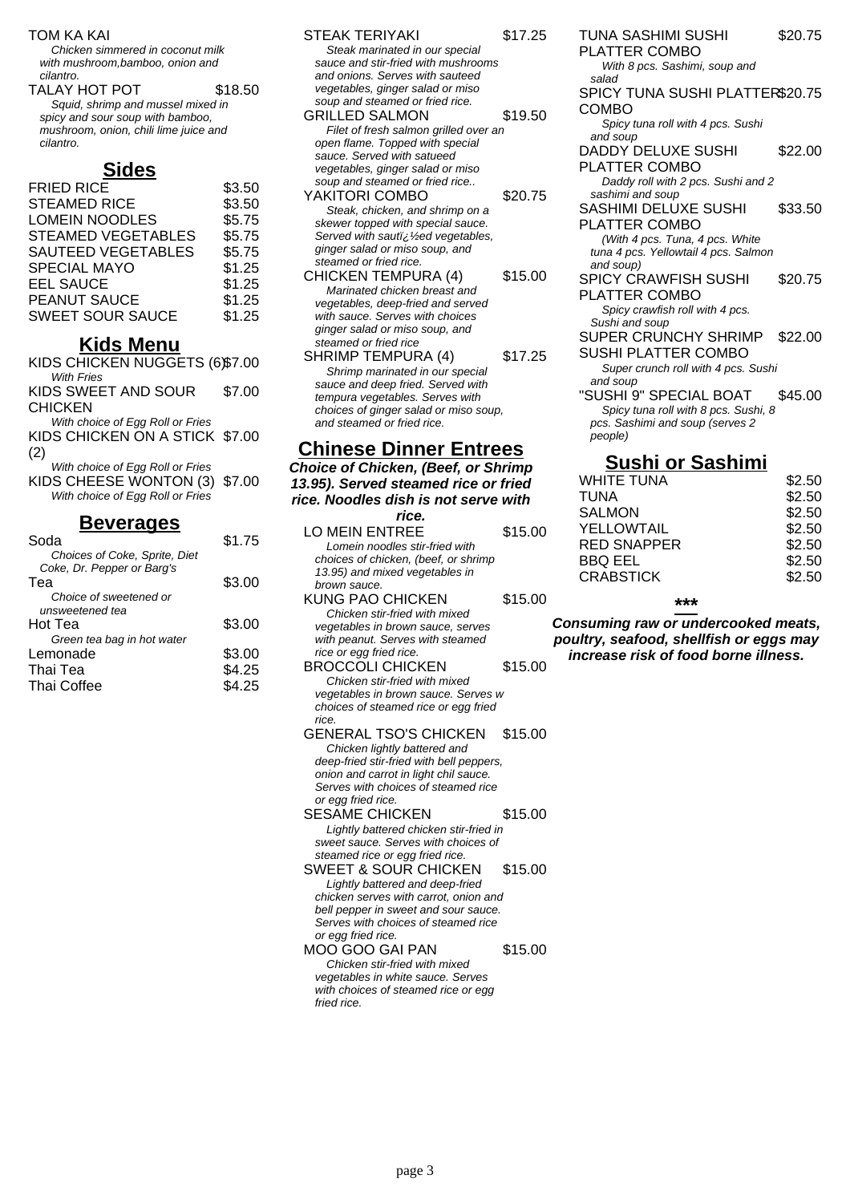TOM KA KAI

*Chicken simmered in coconut milk with mushroom,bamboo, onion and cilantro.*

TALAY HOT POT $18.50

*Squid, shrimp and mussel mixed in spicy and sour soup with bamboo, mushroom, onion, chili lime juice and cilantro.*

## Sides

| | |
|---|---|
| FRIED RICE | $3.50 |
| STEAMED RICE | $3.50 |
| LOMEIN NOODLES | $5.75 |
| STEAMED VEGETABLES | $5.75 |
| SAUTEED VEGETABLES | $5.75 |
| SPECIAL MAYO | $1.25 |
| EEL SAUCE | $1.25 |
| PEANUT SAUCE | $1.25 |
| SWEET SOUR SAUCE | $1.25 |

## Kids Menu

KIDS CHICKEN NUGGETS (6) $7.00

*With Fries*

KIDS SWEET AND SOUR CHICKEN $7.00

*With choice of Egg Roll or Fries*

KIDS CHICKEN ON A STICK (2) $7.00

*With choice of Egg Roll or Fries*

KIDS CHEESE WONTON (3) $7.00

*With choice of Egg Roll or Fries*

## Beverages

Soda $1.75

*Choices of Coke, Sprite, Diet Coke, Dr. Pepper or Barg's*

Tea $3.00

*Choice of sweetened or unsweetened tea*

Hot Tea $3.00

*Green tea bag in hot water*

Lemonade $3.00

Thai Tea $4.25

Thai Coffee $4.25

STEAK TERIYAKI $17.25

*Steak marinated in our special sauce and stir-fried with mushrooms and onions. Serves with sauteed vegetables, ginger salad or miso soup and steamed or fried rice.*

GRILLED SALMON $19.50

*Filet of fresh salmon grilled over an open flame. Topped with special sauce. Served with satueed vegetables, ginger salad or miso soup and steamed or fried rice..*

YAKITORI COMBO $20.75

*Steak, chicken, and shrimp on a skewer topped with special sauce. Served with sautï¿½ed vegetables, ginger salad or miso soup, and steamed or fried rice.*

CHICKEN TEMPURA (4) $15.00

*Marinated chicken breast and vegetables, deep-fried and served with sauce. Serves with choices ginger salad or miso soup, and steamed or fried rice*

SHRIMP TEMPURA (4) $17.25

*Shrimp marinated in our special sauce and deep fried. Served with tempura vegetables. Serves with choices of ginger salad or miso soup, and steamed or fried rice.*

## Chinese Dinner Entrees

***Choice of Chicken, (Beef, or Shrimp 13.95). Served steamed rice or fried rice. Noodles dish is not serve with rice.***

LO MEIN ENTREE $15.00

*Lomein noodles stir-fried with choices of chicken, (beef, or shrimp 13.95) and mixed vegetables in brown sauce.*

KUNG PAO CHICKEN $15.00

*Chicken stir-fried with mixed vegetables in brown sauce, serves with peanut. Serves with steamed rice or egg fried rice.*

BROCCOLI CHICKEN $15.00

*Chicken stir-fried with mixed vegetables in brown sauce. Serves w choices of steamed rice or egg fried rice.*

GENERAL TSO'S CHICKEN $15.00

*Chicken lightly battered and deep-fried stir-fried with bell peppers, onion and carrot in light chil sauce. Serves with choices of steamed rice or egg fried rice.*

SESAME CHICKEN $15.00

*Lightly battered chicken stir-fried in sweet sauce. Serves with choices of steamed rice or egg fried rice.*

SWEET & SOUR CHICKEN $15.00

*Lightly battered and deep-fried chicken serves with carrot, onion and bell pepper in sweet and sour sauce. Serves with choices of steamed rice or egg fried rice.*

MOO GOO GAI PAN $15.00

*Chicken stir-fried with mixed vegetables in white sauce. Serves with choices of steamed rice or egg fried rice.*

TUNA SASHIMI SUSHI PLATTER COMBO $20.75

*With 8 pcs. Sashimi, soup and salad*

SPICY TUNA SUSHI PLATTER COMBO $20.75

*Spicy tuna roll with 4 pcs. Sushi and soup*

DADDY DELUXE SUSHI PLATTER COMBO $22.00

*Daddy roll with 2 pcs. Sushi and 2 sashimi and soup*

SASHIMI DELUXE SUSHI PLATTER COMBO $33.50

*(With 4 pcs. Tuna, 4 pcs. White tuna 4 pcs. Yellowtail 4 pcs. Salmon and soup)*

SPICY CRAWFISH SUSHI PLATTER COMBO $20.75

*Spicy crawfish roll with 4 pcs. Sushi and soup*

SUPER CRUNCHY SHRIMP SUSHI PLATTER COMBO $22.00

*Super crunch roll with 4 pcs. Sushi and soup*

"SUSHI 9" SPECIAL BOAT $45.00

*Spicy tuna roll with 8 pcs. Sushi, 8 pcs. Sashimi and soup (serves 2 people)*

## Sushi or Sashimi

| | |
|---|---|
| WHITE TUNA | $2.50 |
| TUNA | $2.50 |
| SALMON | $2.50 |
| YELLOWTAIL | $2.50 |
| RED SNAPPER | $2.50 |
| BBQ EEL | $2.50 |
| CRABSTICK | $2.50 |

***

***Consuming raw or undercooked meats, poultry, seafood, shellfish or eggs may increase risk of food borne illness.***